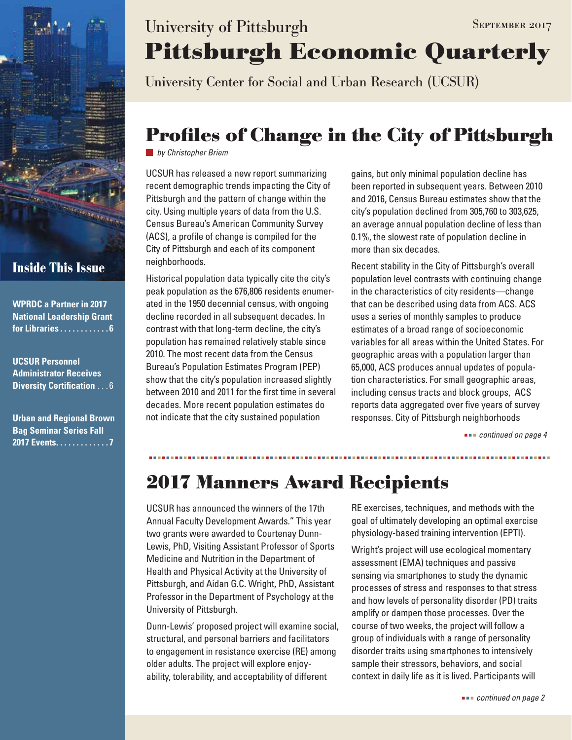University of Pittsburgh

September 2017

# Pittsburgh Economic Quarterly

University Center for Social and Urban Research (UCSUR)

## Inside This Issue

**WPRDC a Partner in 2017 National Leadership Grant for Libraries . . . . . . . . . . . 6**

**UCSUR Personnel Administrator Receives Diversity Certification . . . 6**

**Urban and Regional Brown Bag Seminar Series Fall 2017 Events. . . . . . . . . . . . 7**

## Profiles of Change in the City of Pittsburgh

*by Christopher Briem*

UCSUR has released a new report summarizing recent demographic trends impacting the City of Pittsburgh and the pattern of change within the city. Using multiple years of data from the U.S. Census Bureau's American Community Survey (ACS), a profile of change is compiled for the City of Pittsburgh and each of its component neighborhoods.

Historical population data typically cite the city's peak population as the 676,806 residents enumerated in the 1950 decennial census, with ongoing decline recorded in all subsequent decades. In contrast with that long-term decline, the city's population has remained relatively stable since 2010. The most recent data from the Census Bureau's Population Estimates Program (PEP) show that the city's population increased slightly between 2010 and 2011 for the first time in several decades. More recent population estimates do not indicate that the city sustained population gains, but only minimal population decline has been reported in subsequent years. Between 2010 and 2016, Census Bureau estimates show that the city's population declined from 305,760 to 303,625, an average annual population decline of less than 0.1%, the slowest rate of population decline in more than six decades.

Recent stability in the City of Pittsburgh's overall population level contrasts with continuing change in the characteristics of city residents—change that can be described using data from ACS. ACS uses a series of monthly samples to produce estimates of a broad range of socioeconomic variables for all areas within the United States. For geographic areas with a population larger than 65,000, ACS produces annual updates of population characteristics. For small geographic areas, including census tracts and block groups, ACS reports data aggregated over five years of survey responses. City of Pittsburgh neighborhoods

*continued on page 4*

## 2017 Manners Award Recipients

UCSUR has announced the winners of the 17th Annual Faculty Development Awards." This year two grants were awarded to Courtenay Dunn-Lewis, PhD, Visiting Assistant Professor of Sports Medicine and Nutrition in the Department of Health and Physical Activity at the University of Pittsburgh, and Aidan G.C. Wright, PhD, Assistant Professor in the Department of Psychology at the University of Pittsburgh.

Dunn-Lewis' proposed project will examine social, structural, and personal barriers and facilitators to engagement in resistance exercise (RE) among older adults. The project will explore enjoyability, tolerability, and acceptability of different RE exercises, techniques, and methods with the goal of ultimately developing an optimal exercise physiology-based training intervention (EPTI).

Wright's project will use ecological momentary assessment (EMA) techniques and passive sensing via smartphones to study the dynamic processes of stress and responses to that stress and how levels of personality disorder (PD) traits amplify or dampen those processes. Over the course of two weeks, the project will follow a group of individuals with a range of personality disorder traits using smartphones to intensively sample their stressors, behaviors, and social context in daily life as it is lived. Participants will

*continued on page 2*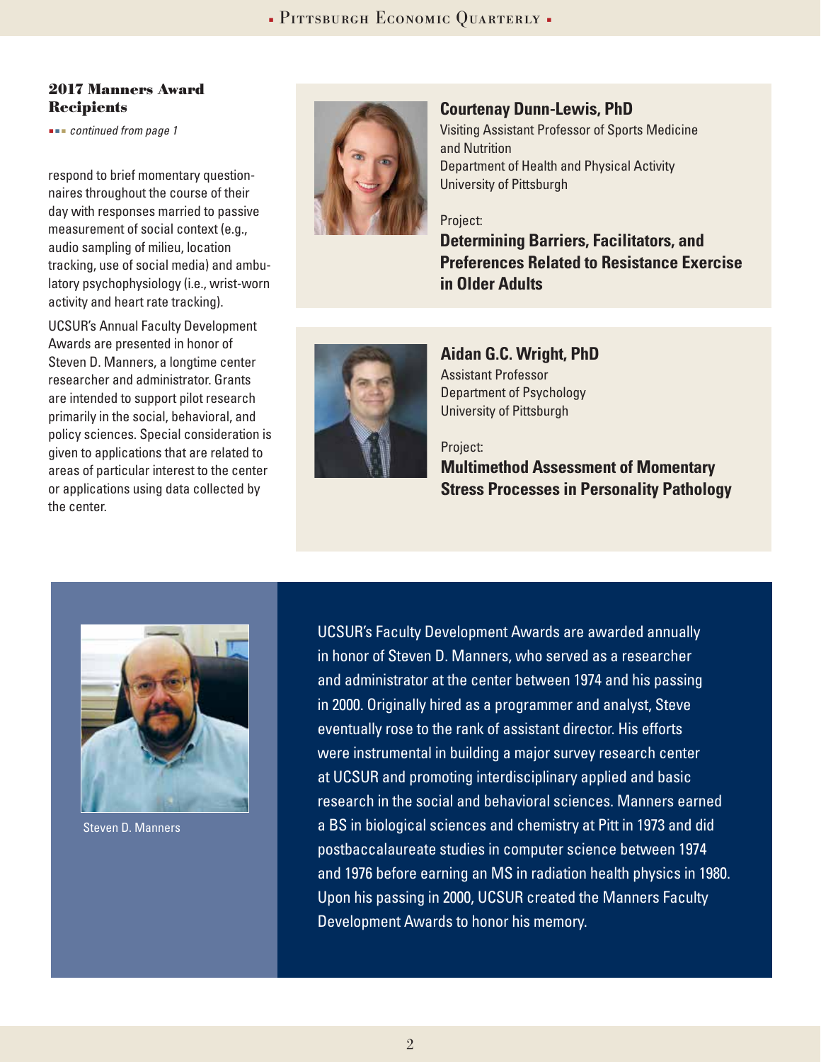### 2017 Manners Award Recipients

*continued from page 1*

respond to brief momentary questionnaires throughout the course of their day with responses married to passive measurement of social context (e.g., audio sampling of milieu, location tracking, use of social media) and ambulatory psychophysiology (i.e., wrist-worn activity and heart rate tracking).

UCSUR's Annual Faculty Development Awards are presented in honor of Steven D. Manners, a longtime center researcher and administrator. Grants are intended to support pilot research primarily in the social, behavioral, and policy sciences. Special consideration is given to applications that are related to areas of particular interest to the center or applications using data collected by the center.

**Courtenay Dunn-Lewis, PhD**
Visiting Assistant Professor of Sports Medicine and Nutrition
Department of Health and Physical Activity
University of Pittsburgh

Project:
**Determining Barriers, Facilitators, and Preferences Related to Resistance Exercise in Older Adults**

**Aidan G.C. Wright, PhD**
Assistant Professor
Department of Psychology
University of Pittsburgh

Project:
**Multimethod Assessment of Momentary Stress Processes in Personality Pathology**

Steven D. Manners

UCSUR's Faculty Development Awards are awarded annually in honor of Steven D. Manners, who served as a researcher and administrator at the center between 1974 and his passing in 2000. Originally hired as a programmer and analyst, Steve eventually rose to the rank of assistant director. His efforts were instrumental in building a major survey research center at UCSUR and promoting interdisciplinary applied and basic research in the social and behavioral sciences. Manners earned a BS in biological sciences and chemistry at Pitt in 1973 and did postbaccalaureate studies in computer science between 1974 and 1976 before earning an MS in radiation health physics in 1980. Upon his passing in 2000, UCSUR created the Manners Faculty Development Awards to honor his memory.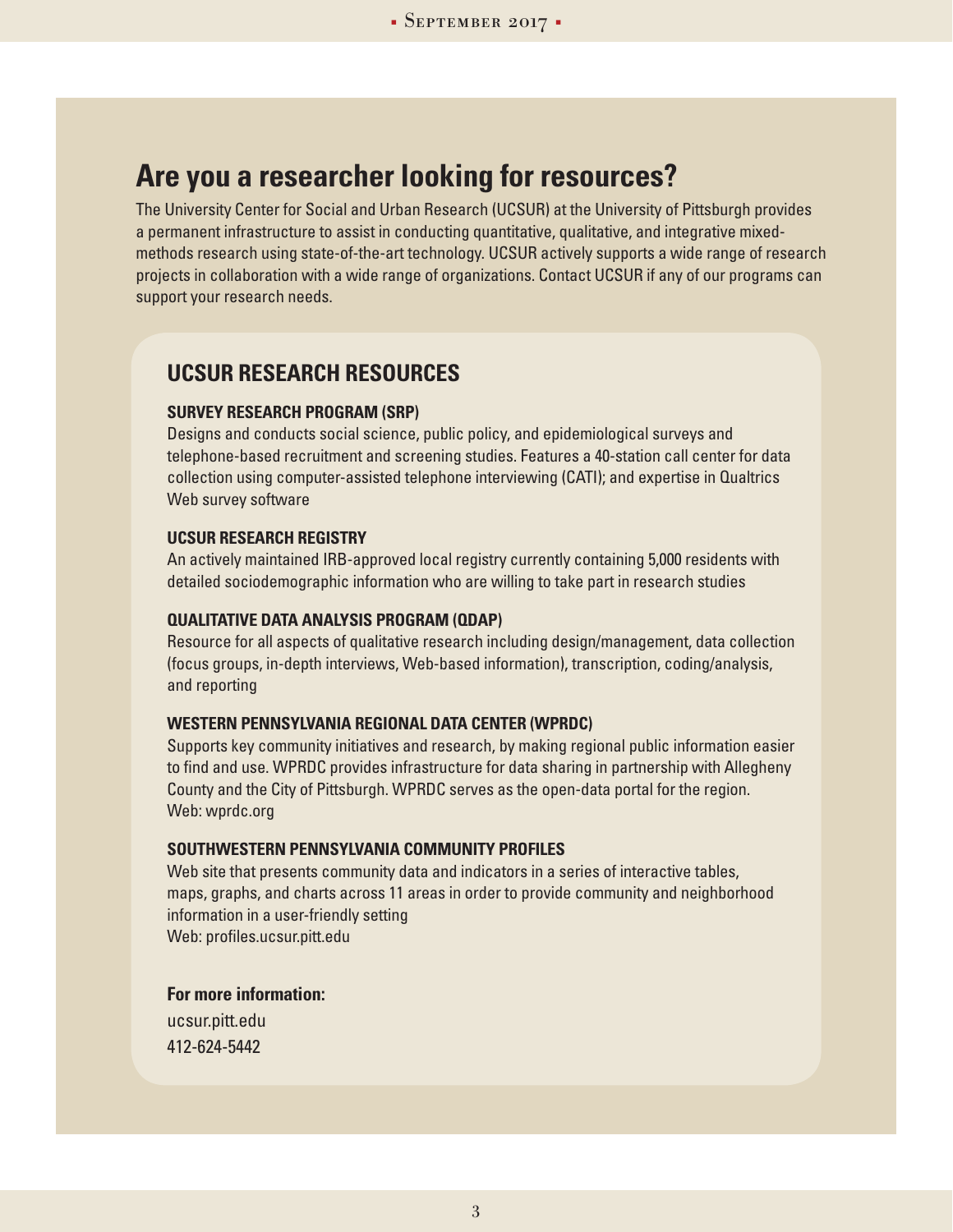# Are you a researcher looking for resources?

The University Center for Social and Urban Research (UCSUR) at the University of Pittsburgh provides a permanent infrastructure to assist in conducting quantitative, qualitative, and integrative mixed-methods research using state-of-the-art technology. UCSUR actively supports a wide range of research projects in collaboration with a wide range of organizations. Contact UCSUR if any of our programs can support your research needs.

## UCSUR RESEARCH RESOURCES

### SURVEY RESEARCH PROGRAM (SRP)

Designs and conducts social science, public policy, and epidemiological surveys and telephone-based recruitment and screening studies. Features a 40-station call center for data collection using computer-assisted telephone interviewing (CATI); and expertise in Qualtrics Web survey software

### UCSUR RESEARCH REGISTRY

An actively maintained IRB-approved local registry currently containing 5,000 residents with detailed sociodemographic information who are willing to take part in research studies

### QUALITATIVE DATA ANALYSIS PROGRAM (QDAP)

Resource for all aspects of qualitative research including design/management, data collection (focus groups, in-depth interviews, Web-based information), transcription, coding/analysis, and reporting

### WESTERN PENNSYLVANIA REGIONAL DATA CENTER (WPRDC)

Supports key community initiatives and research, by making regional public information easier to find and use. WPRDC provides infrastructure for data sharing in partnership with Allegheny County and the City of Pittsburgh. WPRDC serves as the open-data portal for the region.
Web: wprdc.org

### SOUTHWESTERN PENNSYLVANIA COMMUNITY PROFILES

Web site that presents community data and indicators in a series of interactive tables, maps, graphs, and charts across 11 areas in order to provide community and neighborhood information in a user-friendly setting
Web: profiles.ucsur.pitt.edu

**For more information:**

ucsur.pitt.edu
412-624-5442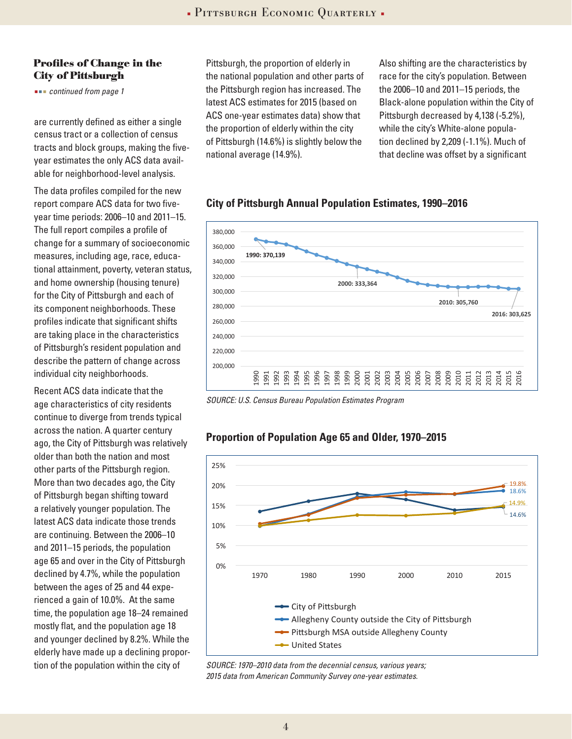### Profiles of Change in the City of Pittsburgh

*continued from page 1*

are currently defined as either a single census tract or a collection of census tracts and block groups, making the five-year estimates the only ACS data available for neighborhood-level analysis.

The data profiles compiled for the new report compare ACS data for two five-year time periods: 2006–10 and 2011–15. The full report compiles a profile of change for a summary of socioeconomic measures, including age, race, educational attainment, poverty, veteran status, and home ownership (housing tenure) for the City of Pittsburgh and each of its component neighborhoods. These profiles indicate that significant shifts are taking place in the characteristics of Pittsburgh's resident population and describe the pattern of change across individual city neighborhoods.

Recent ACS data indicate that the age characteristics of city residents continue to diverge from trends typical across the nation. A quarter century ago, the City of Pittsburgh was relatively older than both the nation and most other parts of the Pittsburgh region. More than two decades ago, the City of Pittsburgh began shifting toward a relatively younger population. The latest ACS data indicate those trends are continuing. Between the 2006–10 and 2011–15 periods, the population age 65 and over in the City of Pittsburgh declined by 4.7%, while the population between the ages of 25 and 44 experienced a gain of 10.0%. At the same time, the population age 18–24 remained mostly flat, and the population age 18 and younger declined by 8.2%. While the elderly have made up a declining proportion of the population within the city of Pittsburgh, the proportion of elderly in the national population and other parts of the Pittsburgh region has increased. The latest ACS estimates for 2015 (based on ACS one-year estimates data) show that the proportion of elderly within the city of Pittsburgh (14.6%) is slightly below the national average (14.9%).

Also shifting are the characteristics by race for the city's population. Between the 2006–10 and 2011–15 periods, the Black-alone population within the City of Pittsburgh decreased by 4,138 (-5.2%), while the city's White-alone population declined by 2,209 (-1.1%). Much of that decline was offset by a significant

**City of Pittsburgh Annual Population Estimates, 1990–2016**

*SOURCE: U.S. Census Bureau Population Estimates Program*

**Proportion of Population Age 65 and Older, 1970–2015**

*SOURCE: 1970–2010 data from the decennial census, various years; 2015 data from American Community Survey one-year estimates.*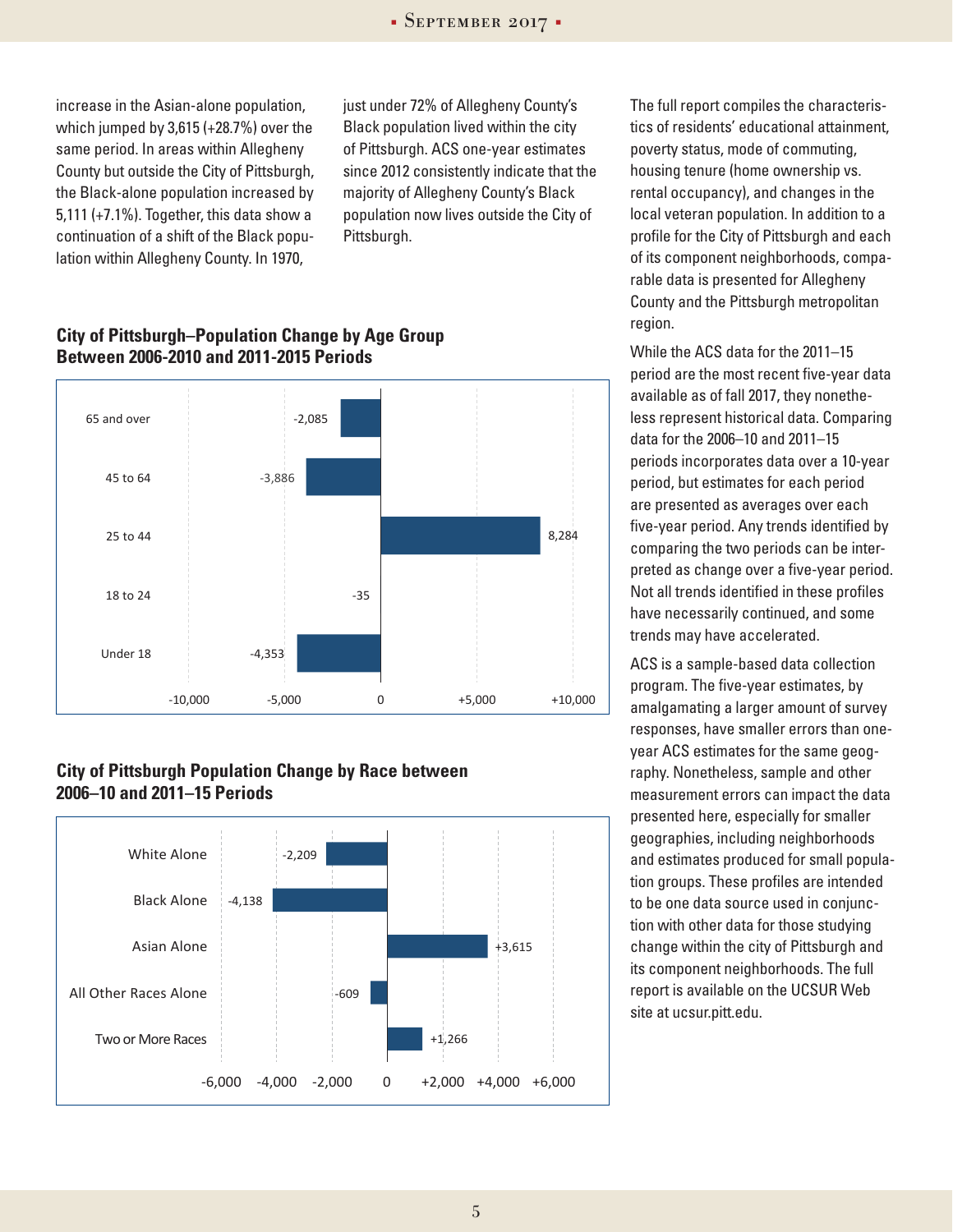increase in the Asian-alone population, which jumped by 3,615 (+28.7%) over the same period. In areas within Allegheny County but outside the City of Pittsburgh, the Black-alone population increased by 5,111 (+7.1%). Together, this data show a continuation of a shift of the Black population within Allegheny County. In 1970, just under 72% of Allegheny County's Black population lived within the city of Pittsburgh. ACS one-year estimates since 2012 consistently indicate that the majority of Allegheny County's Black population now lives outside the City of Pittsburgh.

### City of Pittsburgh–Population Change by Age Group Between 2006-2010 and 2011-2015 Periods

| Age Group | Change |
|---|---|
| 65 and over | -2,085 |
| 45 to 64 | -3,886 |
| 25 to 44 | 8,284 |
| 18 to 24 | -35 |
| Under 18 | -4,353 |

### City of Pittsburgh Population Change by Race between 2006–10 and 2011–15 Periods

| Race | Change |
|---|---|
| White Alone | -2,209 |
| Black Alone | -4,138 |
| Asian Alone | +3,615 |
| All Other Races Alone | -609 |
| Two or More Races | +1,266 |

The full report compiles the characteristics of residents' educational attainment, poverty status, mode of commuting, housing tenure (home ownership vs. rental occupancy), and changes in the local veteran population. In addition to a profile for the City of Pittsburgh and each of its component neighborhoods, comparable data is presented for Allegheny County and the Pittsburgh metropolitan region.

While the ACS data for the 2011–15 period are the most recent five-year data available as of fall 2017, they nonetheless represent historical data. Comparing data for the 2006–10 and 2011–15 periods incorporates data over a 10-year period, but estimates for each period are presented as averages over each five-year period. Any trends identified by comparing the two periods can be interpreted as change over a five-year period. Not all trends identified in these profiles have necessarily continued, and some trends may have accelerated.

ACS is a sample-based data collection program. The five-year estimates, by amalgamating a larger amount of survey responses, have smaller errors than one-year ACS estimates for the same geography. Nonetheless, sample and other measurement errors can impact the data presented here, especially for smaller geographies, including neighborhoods and estimates produced for small population groups. These profiles are intended to be one data source used in conjunction with other data for those studying change within the city of Pittsburgh and its component neighborhoods. The full report is available on the UCSUR Web site at ucsur.pitt.edu.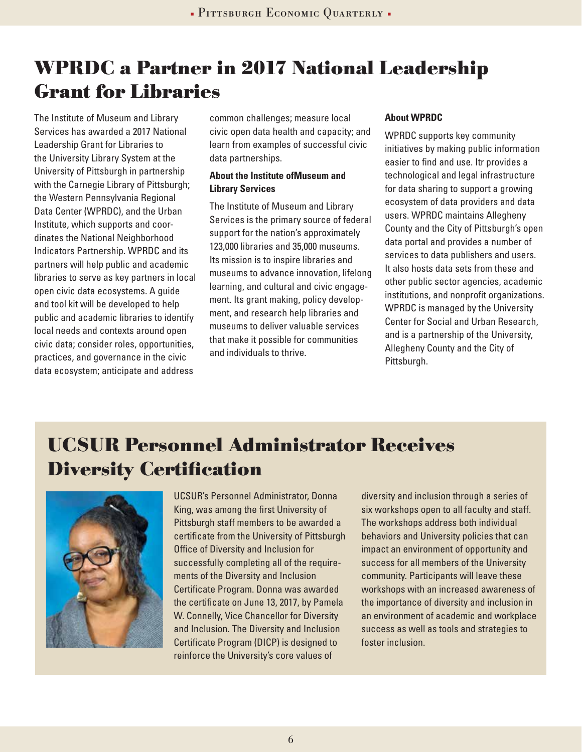# WPRDC a Partner in 2017 National Leadership Grant for Libraries

The Institute of Museum and Library Services has awarded a 2017 National Leadership Grant for Libraries to the University Library System at the University of Pittsburgh in partnership with the Carnegie Library of Pittsburgh; the Western Pennsylvania Regional Data Center (WPRDC), and the Urban Institute, which supports and coordinates the National Neighborhood Indicators Partnership. WPRDC and its partners will help public and academic libraries to serve as key partners in local open civic data ecosystems. A guide and tool kit will be developed to help public and academic libraries to identify local needs and contexts around open civic data; consider roles, opportunities, practices, and governance in the civic data ecosystem; anticipate and address common challenges; measure local civic open data health and capacity; and learn from examples of successful civic data partnerships.

### About the Institute ofMuseum and Library Services

The Institute of Museum and Library Services is the primary source of federal support for the nation's approximately 123,000 libraries and 35,000 museums. Its mission is to inspire libraries and museums to advance innovation, lifelong learning, and cultural and civic engagement. Its grant making, policy development, and research help libraries and museums to deliver valuable services that make it possible for communities and individuals to thrive.

### About WPRDC

WPRDC supports key community initiatives by making public information easier to find and use. Itr provides a technological and legal infrastructure for data sharing to support a growing ecosystem of data providers and data users. WPRDC maintains Allegheny County and the City of Pittsburgh's open data portal and provides a number of services to data publishers and users. It also hosts data sets from these and other public sector agencies, academic institutions, and nonprofit organizations. WPRDC is managed by the University Center for Social and Urban Research, and is a partnership of the University, Allegheny County and the City of Pittsburgh.

# UCSUR Personnel Administrator Receives Diversity Certification

UCSUR's Personnel Administrator, Donna King, was among the first University of Pittsburgh staff members to be awarded a certificate from the University of Pittsburgh Office of Diversity and Inclusion for successfully completing all of the requirements of the Diversity and Inclusion Certificate Program. Donna was awarded the certificate on June 13, 2017, by Pamela W. Connelly, Vice Chancellor for Diversity and Inclusion. The Diversity and Inclusion Certificate Program (DICP) is designed to reinforce the University's core values of diversity and inclusion through a series of six workshops open to all faculty and staff. The workshops address both individual behaviors and University policies that can impact an environment of opportunity and success for all members of the University community. Participants will leave these workshops with an increased awareness of the importance of diversity and inclusion in an environment of academic and workplace success as well as tools and strategies to foster inclusion.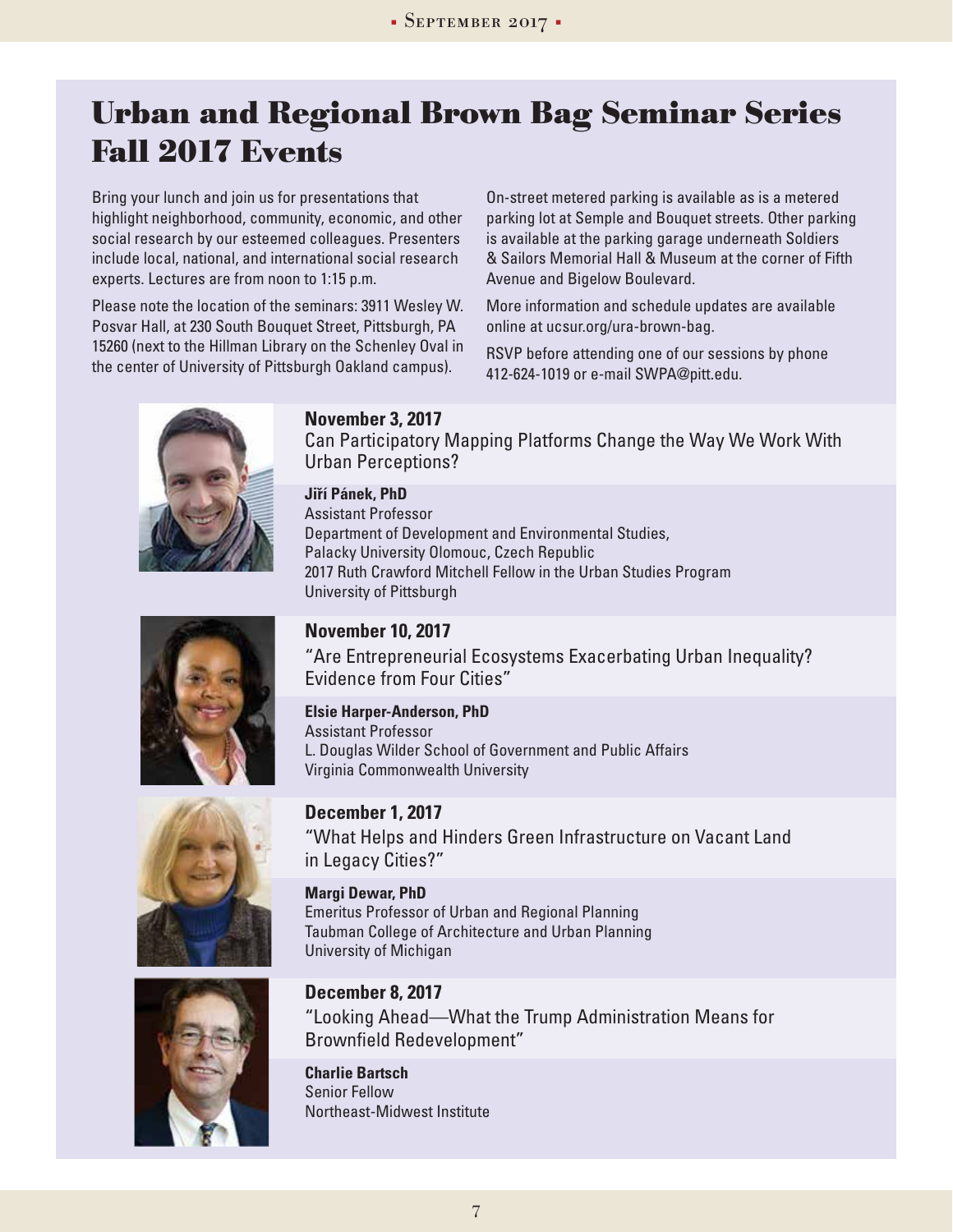# Urban and Regional Brown Bag Seminar Series Fall 2017 Events

Bring your lunch and join us for presentations that highlight neighborhood, community, economic, and other social research by our esteemed colleagues. Presenters include local, national, and international social research experts. Lectures are from noon to 1:15 p.m.

Please note the location of the seminars: 3911 Wesley W. Posvar Hall, at 230 South Bouquet Street, Pittsburgh, PA 15260 (next to the Hillman Library on the Schenley Oval in the center of University of Pittsburgh Oakland campus).

On-street metered parking is available as is a metered parking lot at Semple and Bouquet streets. Other parking is available at the parking garage underneath Soldiers & Sailors Memorial Hall & Museum at the corner of Fifth Avenue and Bigelow Boulevard.

More information and schedule updates are available online at ucsur.org/ura-brown-bag.

RSVP before attending one of our sessions by phone 412-624-1019 or e-mail SWPA@pitt.edu.

**November 3, 2017**

Can Participatory Mapping Platforms Change the Way We Work With Urban Perceptions?

**Jiří Pánek, PhD**
Assistant Professor
Department of Development and Environmental Studies,
Palacky University Olomouc, Czech Republic
2017 Ruth Crawford Mitchell Fellow in the Urban Studies Program
University of Pittsburgh

**November 10, 2017**

"Are Entrepreneurial Ecosystems Exacerbating Urban Inequality? Evidence from Four Cities"

**Elsie Harper-Anderson, PhD**
Assistant Professor
L. Douglas Wilder School of Government and Public Affairs
Virginia Commonwealth University

**December 1, 2017**

"What Helps and Hinders Green Infrastructure on Vacant Land in Legacy Cities?"

**Margi Dewar, PhD**
Emeritus Professor of Urban and Regional Planning
Taubman College of Architecture and Urban Planning
University of Michigan

**December 8, 2017**

"Looking Ahead—What the Trump Administration Means for Brownfield Redevelopment"

**Charlie Bartsch**
Senior Fellow
Northeast-Midwest Institute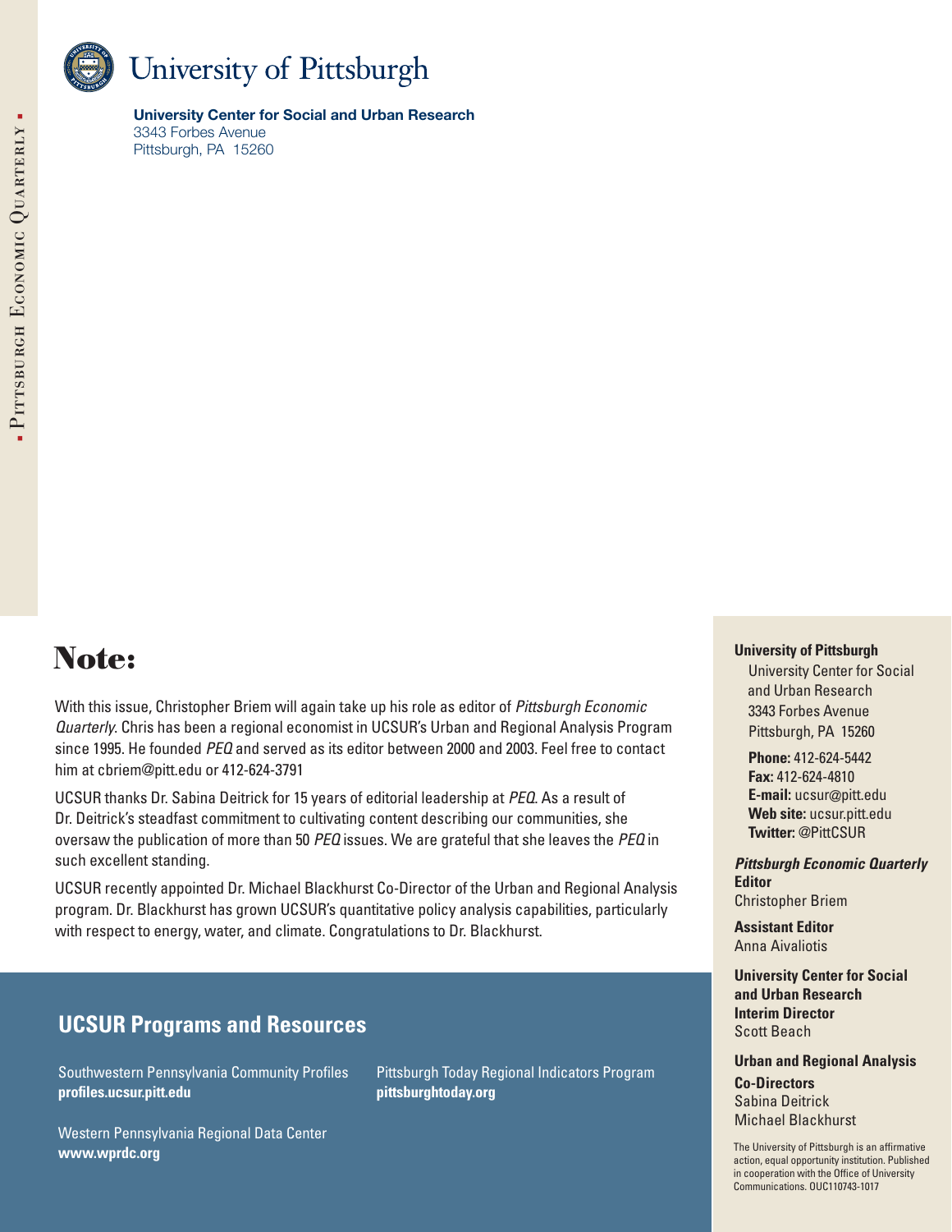University of Pittsburgh

**University Center for Social and Urban Research**
3343 Forbes Avenue
Pittsburgh, PA 15260

# Note:

With this issue, Christopher Briem will again take up his role as editor of *Pittsburgh Economic Quarterly*. Chris has been a regional economist in UCSUR's Urban and Regional Analysis Program since 1995. He founded *PEQ* and served as its editor between 2000 and 2003. Feel free to contact him at cbriem@pitt.edu or 412-624-3791

UCSUR thanks Dr. Sabina Deitrick for 15 years of editorial leadership at *PEQ*. As a result of Dr. Deitrick's steadfast commitment to cultivating content describing our communities, she oversaw the publication of more than 50 *PEQ* issues. We are grateful that she leaves the *PEQ* in such excellent standing.

UCSUR recently appointed Dr. Michael Blackhurst Co-Director of the Urban and Regional Analysis program. Dr. Blackhurst has grown UCSUR's quantitative policy analysis capabilities, particularly with respect to energy, water, and climate. Congratulations to Dr. Blackhurst.

## UCSUR Programs and Resources

Southwestern Pennsylvania Community Profiles
**profiles.ucsur.pitt.edu**

Pittsburgh Today Regional Indicators Program
**pittsburghtoday.org**

Western Pennsylvania Regional Data Center
**www.wprdc.org**

**University of Pittsburgh**
University Center for Social and Urban Research
3343 Forbes Avenue
Pittsburgh, PA 15260

**Phone:** 412-624-5442
**Fax:** 412-624-4810
**E-mail:** ucsur@pitt.edu
**Web site:** ucsur.pitt.edu
**Twitter:** @PittCSUR

***Pittsburgh Economic Quarterly***
**Editor**
Christopher Briem

**Assistant Editor**
Anna Aivaliotis

**University Center for Social and Urban Research Interim Director**
Scott Beach

**Urban and Regional Analysis Co-Directors**
Sabina Deitrick
Michael Blackhurst

The University of Pittsburgh is an affirmative action, equal opportunity institution. Published in cooperation with the Office of University Communications. OUC110743-1017